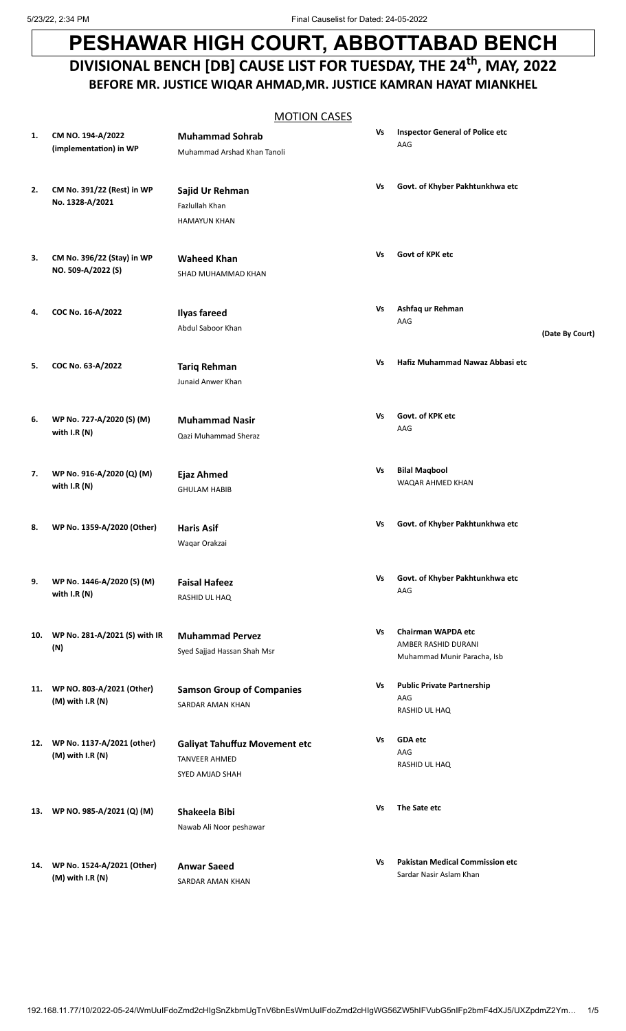# PESHAWAR HIGH COURT, ABBOTTABAD BENCH

## DIVISIONAL BENCH [DB] CAUSE LIST FOR TUESDAY, THE 24th, MAY, 2022

### BEFORE MR. JUSTICE WIQAR AHMAD,MR. JUSTICE KAMRAN HAYAT MIANKHEL

MOTION CASES

| # | Case No. | Petitioner / Counsel | | Respondent / Counsel | Remarks |
|---|---|---|---|---|---|
| 1. | **CM NO. 194-A/2022 (implementation) in WP** | **Muhammad Sohrab**<br>Muhammad Arshad Khan Tanoli | Vs | **Inspector General of Police etc**<br>AAG | |
| 2. | **CM No. 391/22 (Rest) in WP No. 1328-A/2021** | **Sajid Ur Rehman**<br>Fazlullah Khan<br>HAMAYUN KHAN | Vs | **Govt. of Khyber Pakhtunkhwa etc** | |
| 3. | **CM No. 396/22 (Stay) in WP NO. 509-A/2022 (S)** | **Waheed Khan**<br>SHAD MUHAMMAD KHAN | Vs | **Govt of KPK etc** | |
| 4. | **COC No. 16-A/2022** | **Ilyas fareed**<br>Abdul Saboor Khan | Vs | **Ashfaq ur Rehman**<br>AAG | **(Date By Court)** |
| 5. | **COC No. 63-A/2022** | **Tariq Rehman**<br>Junaid Anwer Khan | Vs | **Hafiz Muhammad Nawaz Abbasi etc** | |
| 6. | **WP No. 727-A/2020 (S) (M) with I.R (N)** | **Muhammad Nasir**<br>Qazi Muhammad Sheraz | Vs | **Govt. of KPK etc**<br>AAG | |
| 7. | **WP No. 916-A/2020 (Q) (M) with I.R (N)** | **Ejaz Ahmed**<br>GHULAM HABIB | Vs | **Bilal Maqbool**<br>WAQAR AHMED KHAN | |
| 8. | **WP No. 1359-A/2020 (Other)** | **Haris Asif**<br>Waqar Orakzai | Vs | **Govt. of Khyber Pakhtunkhwa etc** | |
| 9. | **WP No. 1446-A/2020 (S) (M) with I.R (N)** | **Faisal Hafeez**<br>RASHID UL HAQ | Vs | **Govt. of Khyber Pakhtunkhwa etc**<br>AAG | |
| 10. | **WP No. 281-A/2021 (S) with IR (N)** | **Muhammad Pervez**<br>Syed Sajjad Hassan Shah Msr | Vs | **Chairman WAPDA etc**<br>AMBER RASHID DURANI<br>Muhammad Munir Paracha, Isb | |
| 11. | **WP No. 803-A/2021 (Other) (M) with I.R (N)** | **Samson Group of Companies**<br>SARDAR AMAN KHAN | Vs | **Public Private Partnership**<br>AAG<br>RASHID UL HAQ | |
| 12. | **WP No. 1137-A/2021 (other) (M) with I.R (N)** | **Galiyat Tahuffuz Movement etc**<br>TANVEER AHMED<br>SYED AMJAD SHAH | Vs | **GDA etc**<br>AAG<br>RASHID UL HAQ | |
| 13. | **WP NO. 985-A/2021 (Q) (M)** | **Shakeela Bibi**<br>Nawab Ali Noor peshawar | Vs | **The Sate etc** | |
| 14. | **WP No. 1524-A/2021 (Other) (M) with I.R (N)** | **Anwar Saeed**<br>SARDAR AMAN KHAN | Vs | **Pakistan Medical Commission etc**<br>Sardar Nasir Aslam Khan | |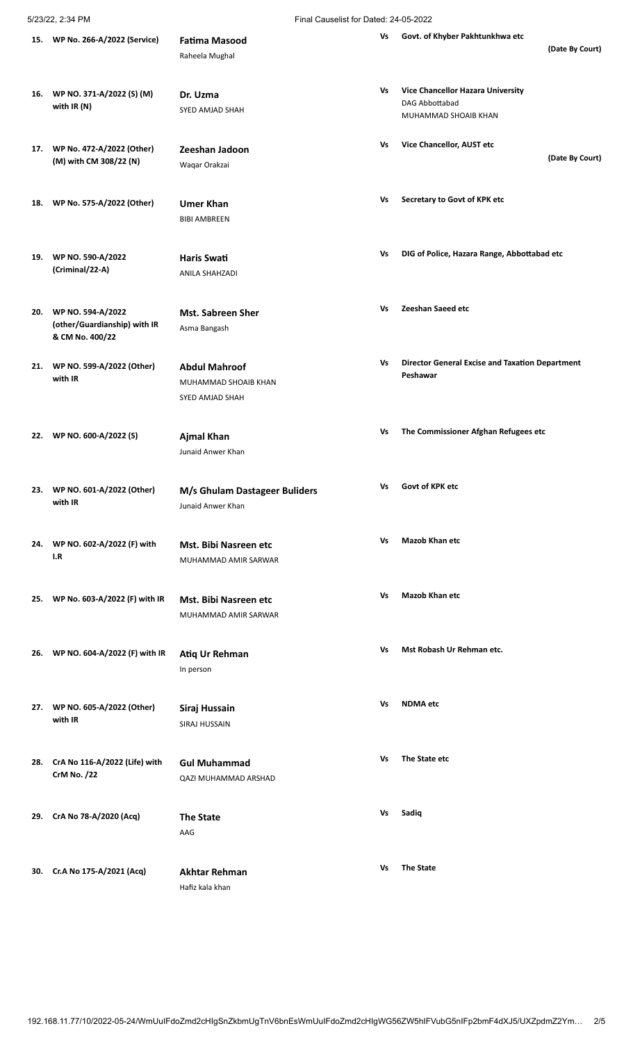| No. | Case No. | Petitioner / Appellant | | Respondent | Remarks |
|---|---|---|---|---|---|
| 15. | **WP No. 266-A/2022 (Service)** | **Fatima Masood**<br>Raheela Mughal | **Vs** | **Govt. of Khyber Pakhtunkhwa etc** | **(Date By Court)** |
| 16. | **WP NO. 371-A/2022 (S) (M) with IR (N)** | **Dr. Uzma**<br>SYED AMJAD SHAH | **Vs** | **Vice Chancellor Hazara University**<br>DAG Abbottabad<br>MUHAMMAD SHOAIB KHAN | |
| 17. | **WP No. 472-A/2022 (Other) (M) with CM 308/22 (N)** | **Zeeshan Jadoon**<br>Waqar Orakzai | **Vs** | **Vice Chancellor, AUST etc** | **(Date By Court)** |
| 18. | **WP No. 575-A/2022 (Other)** | **Umer Khan**<br>BIBI AMBREEN | **Vs** | **Secretary to Govt of KPK etc** | |
| 19. | **WP NO. 590-A/2022 (Criminal/22-A)** | **Haris Swati**<br>ANILA SHAHZADI | **Vs** | **DIG of Police, Hazara Range, Abbottabad etc** | |
| 20. | **WP NO. 594-A/2022 (other/Guardianship) with IR & CM No. 400/22** | **Mst. Sabreen Sher**<br>Asma Bangash | **Vs** | **Zeeshan Saeed etc** | |
| 21. | **WP No. 599-A/2022 (Other) with IR** | **Abdul Mahroof**<br>MUHAMMAD SHOAIB KHAN<br>SYED AMJAD SHAH | **Vs** | **Director General Excise and Taxation Department Peshawar** | |
| 22. | **WP NO. 600-A/2022 (S)** | **Ajmal Khan**<br>Junaid Anwer Khan | **Vs** | **The Commissioner Afghan Refugees etc** | |
| 23. | **WP NO. 601-A/2022 (Other) with IR** | **M/s Ghulam Dastageer Buliders**<br>Junaid Anwer Khan | **Vs** | **Govt of KPK etc** | |
| 24. | **WP NO. 602-A/2022 (F) with I.R** | **Mst. Bibi Nasreen etc**<br>MUHAMMAD AMIR SARWAR | **Vs** | **Mazob Khan etc** | |
| 25. | **WP No. 603-A/2022 (F) with IR** | **Mst. Bibi Nasreen etc**<br>MUHAMMAD AMIR SARWAR | **Vs** | **Mazob Khan etc** | |
| 26. | **WP NO. 604-A/2022 (F) with IR** | **Atiq Ur Rehman**<br>In person | **Vs** | **Mst Robash Ur Rehman etc.** | |
| 27. | **WP NO. 605-A/2022 (Other) with IR** | **Siraj Hussain**<br>SIRAJ HUSSAIN | **Vs** | **NDMA etc** | |
| 28. | **CrA No 116-A/2022 (Life) with CrM No. /22** | **Gul Muhammad**<br>QAZI MUHAMMAD ARSHAD | **Vs** | **The State etc** | |
| 29. | **CrA No 78-A/2020 (Acq)** | **The State**<br>AAG | **Vs** | **Sadiq** | |
| 30. | **Cr.A No 175-A/2021 (Acq)** | **Akhtar Rehman**<br>Hafiz kala khan | **Vs** | **The State** | |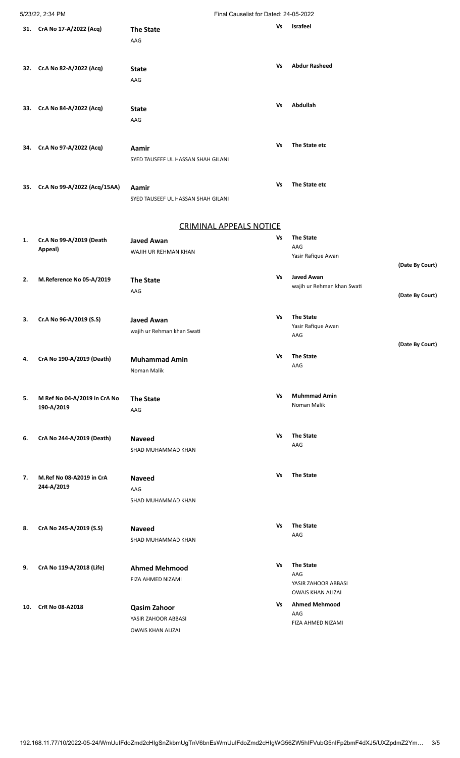| No. | Case | Petitioner/Appellant | | Respondent | Remarks |
|---|---|---|---|---|---|
| 31. | CrA No 17-A/2022 (Acq) | **The State**<br>AAG | Vs | **Israfeel** | |
| 32. | Cr.A No 82-A/2022 (Acq) | **State**<br>AAG | Vs | **Abdur Rasheed** | |
| 33. | Cr.A No 84-A/2022 (Acq) | **State**<br>AAG | Vs | **Abdullah** | |
| 34. | Cr.A No 97-A/2022 (Acq) | **Aamir**<br>SYED TAUSEEF UL HASSAN SHAH GILANI | Vs | **The State etc** | |
| 35. | Cr.A No 99-A/2022 (Acq/15AA) | **Aamir**<br>SYED TAUSEEF UL HASSAN SHAH GILANI | Vs | **The State etc** | |

## CRIMINAL APPEALS NOTICE

| No. | Case | Petitioner/Appellant | | Respondent | Remarks |
|---|---|---|---|---|---|
| 1. | Cr.A No 99-A/2019 (Death Appeal) | **Javed Awan**<br>WAJIH UR REHMAN KHAN | Vs | **The State**<br>AAG<br>Yasir Rafique Awan | (Date By Court) |
| 2. | M.Reference No 05-A/2019 | **The State**<br>AAG | Vs | **Javed Awan**<br>wajih ur Rehman khan Swati | (Date By Court) |
| 3. | Cr.A No 96-A/2019 (S.S) | **Javed Awan**<br>wajih ur Rehman khan Swati | Vs | **The State**<br>Yasir Rafique Awan<br>AAG | (Date By Court) |
| 4. | CrA No 190-A/2019 (Death) | **Muhammad Amin**<br>Noman Malik | Vs | **The State**<br>AAG | |
| 5. | M Ref No 04-A/2019 in CrA No 190-A/2019 | **The State**<br>AAG | Vs | **Muhmmad Amin**<br>Noman Malik | |
| 6. | CrA No 244-A/2019 (Death) | **Naveed**<br>SHAD MUHAMMAD KHAN | Vs | **The State**<br>AAG | |
| 7. | M.Ref No 08-A2019 in CrA 244-A/2019 | **Naveed**<br>AAG<br>SHAD MUHAMMAD KHAN | Vs | **The State** | |
| 8. | CrA No 245-A/2019 (S.S) | **Naveed**<br>SHAD MUHAMMAD KHAN | Vs | **The State**<br>AAG | |
| 9. | CrA No 119-A/2018 (Life) | **Ahmed Mehmood**<br>FIZA AHMED NIZAMI | Vs | **The State**<br>AAG<br>YASIR ZAHOOR ABBASI<br>OWAIS KHAN ALIZAI | |
| 10. | CrR No 08-A2018 | **Qasim Zahoor**<br>YASIR ZAHOOR ABBASI<br>OWAIS KHAN ALIZAI | Vs | **Ahmed Mehmood**<br>AAG<br>FIZA AHMED NIZAMI | |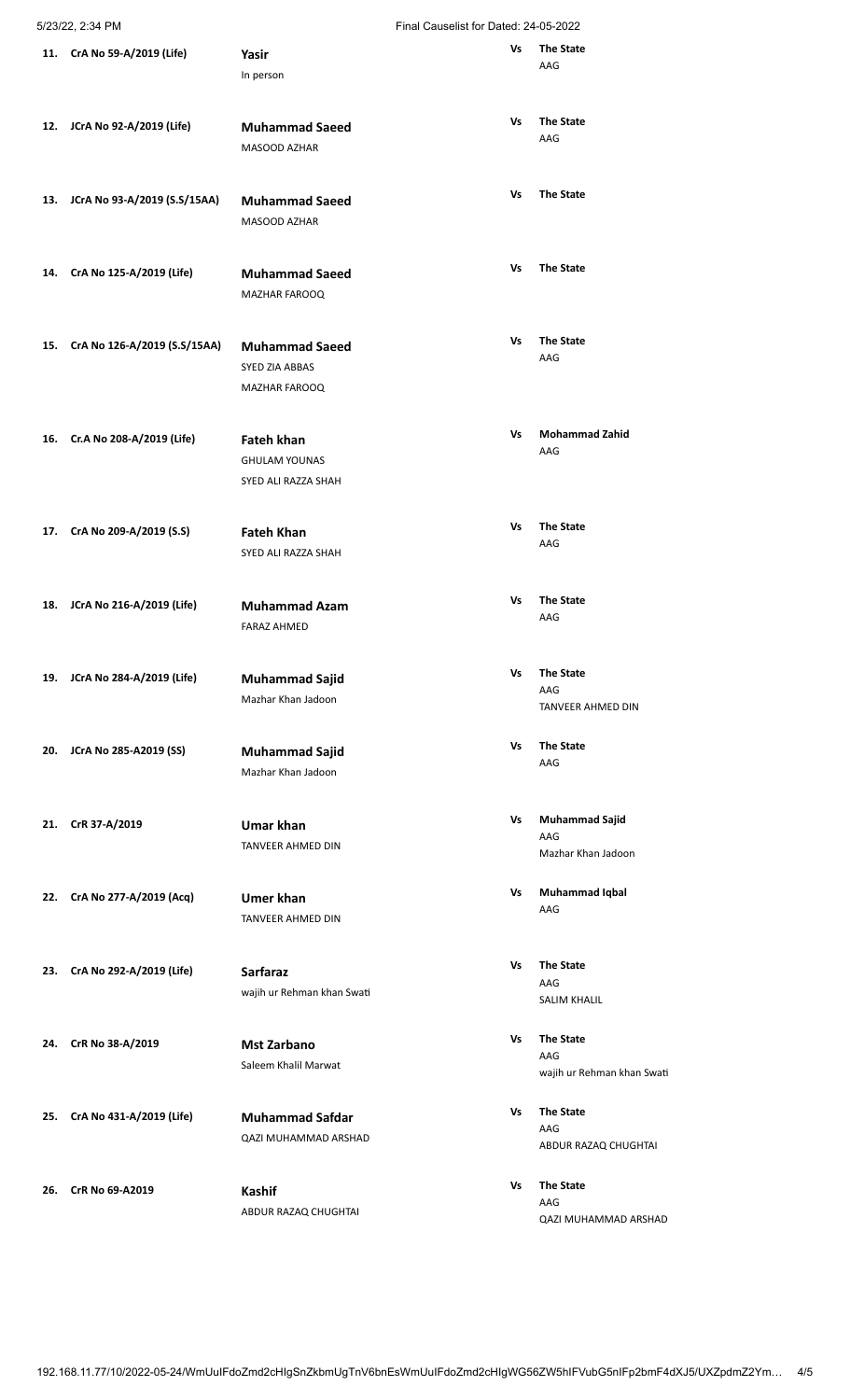| | Case No | Appellant / Petitioner | | Respondent |
|---|---|---|---|---|
| 11. | CrA No 59-A/2019 (Life) | **Yasir**<br>In person | Vs | **The State**<br>AAG |
| 12. | JCrA No 92-A/2019 (Life) | **Muhammad Saeed**<br>MASOOD AZHAR | Vs | **The State**<br>AAG |
| 13. | JCrA No 93-A/2019 (S.S/15AA) | **Muhammad Saeed**<br>MASOOD AZHAR | Vs | **The State** |
| 14. | CrA No 125-A/2019 (Life) | **Muhammad Saeed**<br>MAZHAR FAROOQ | Vs | **The State** |
| 15. | CrA No 126-A/2019 (S.S/15AA) | **Muhammad Saeed**<br>SYED ZIA ABBAS<br>MAZHAR FAROOQ | Vs | **The State**<br>AAG |
| 16. | Cr.A No 208-A/2019 (Life) | **Fateh khan**<br>GHULAM YOUNAS<br>SYED ALI RAZZA SHAH | Vs | **Mohammad Zahid**<br>AAG |
| 17. | CrA No 209-A/2019 (S.S) | **Fateh Khan**<br>SYED ALI RAZZA SHAH | Vs | **The State**<br>AAG |
| 18. | JCrA No 216-A/2019 (Life) | **Muhammad Azam**<br>FARAZ AHMED | Vs | **The State**<br>AAG |
| 19. | JCrA No 284-A/2019 (Life) | **Muhammad Sajid**<br>Mazhar Khan Jadoon | Vs | **The State**<br>AAG<br>TANVEER AHMED DIN |
| 20. | JCrA No 285-A2019 (SS) | **Muhammad Sajid**<br>Mazhar Khan Jadoon | Vs | **The State**<br>AAG |
| 21. | CrR 37-A/2019 | **Umar khan**<br>TANVEER AHMED DIN | Vs | **Muhammad Sajid**<br>AAG<br>Mazhar Khan Jadoon |
| 22. | CrA No 277-A/2019 (Acq) | **Umer khan**<br>TANVEER AHMED DIN | Vs | **Muhammad Iqbal**<br>AAG |
| 23. | CrA No 292-A/2019 (Life) | **Sarfaraz**<br>wajih ur Rehman khan Swati | Vs | **The State**<br>AAG<br>SALIM KHALIL |
| 24. | CrR No 38-A/2019 | **Mst Zarbano**<br>Saleem Khalil Marwat | Vs | **The State**<br>AAG<br>wajih ur Rehman khan Swati |
| 25. | CrA No 431-A/2019 (Life) | **Muhammad Safdar**<br>QAZI MUHAMMAD ARSHAD | Vs | **The State**<br>AAG<br>ABDUR RAZAQ CHUGHTAI |
| 26. | CrR No 69-A2019 | **Kashif**<br>ABDUR RAZAQ CHUGHTAI | Vs | **The State**<br>AAG<br>QAZI MUHAMMAD ARSHAD |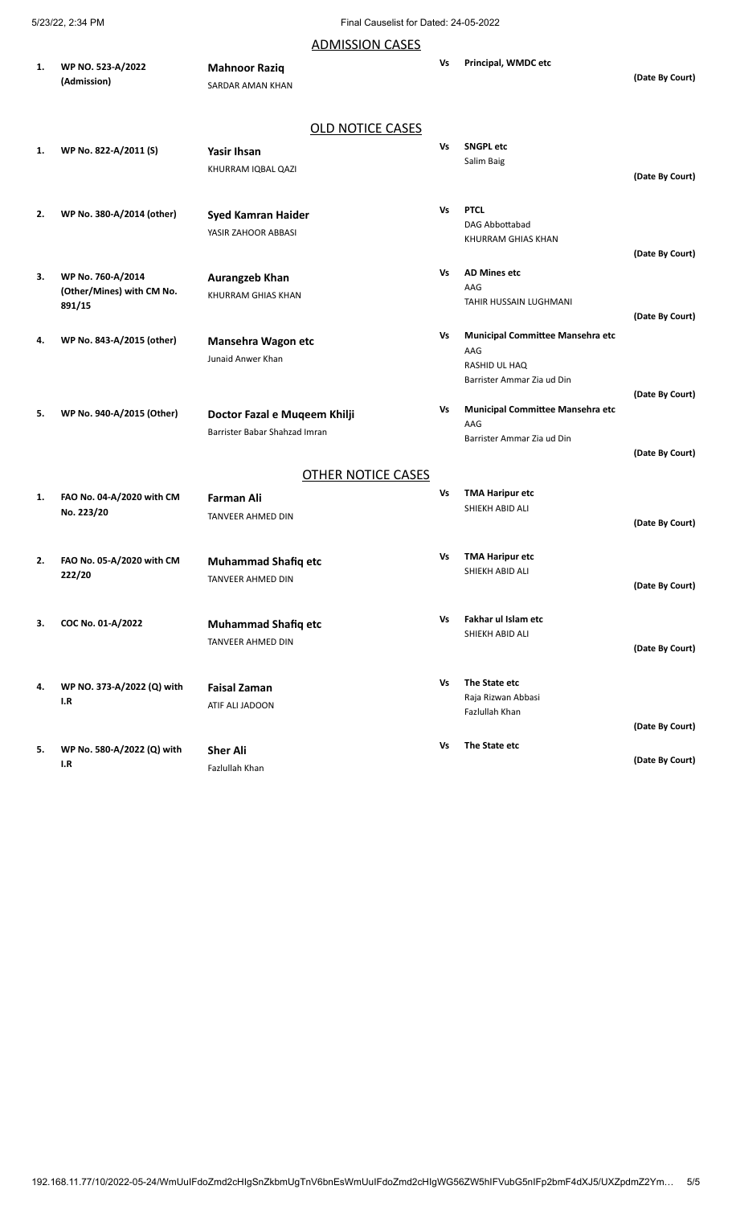## ADMISSION CASES

| | | | | | |
|---|---|---|---|---|---|
| 1. | WP NO. 523-A/2022 (Admission) | **Mahnoor Raziq**<br>SARDAR AMAN KHAN | Vs | **Principal, WMDC etc** | (Date By Court) |

## OLD NOTICE CASES

| | | | | | |
|---|---|---|---|---|---|
| 1. | WP No. 822-A/2011 (S) | **Yasir Ihsan**<br>KHURRAM IQBAL QAZI | Vs | **SNGPL etc**<br>Salim Baig | (Date By Court) |
| 2. | WP No. 380-A/2014 (other) | **Syed Kamran Haider**<br>YASIR ZAHOOR ABBASI | Vs | **PTCL**<br>DAG Abbottabad<br>KHURRAM GHIAS KHAN | (Date By Court) |
| 3. | WP No. 760-A/2014 (Other/Mines) with CM No. 891/15 | **Aurangzeb Khan**<br>KHURRAM GHIAS KHAN | Vs | **AD Mines etc**<br>AAG<br>TAHIR HUSSAIN LUGHMANI | (Date By Court) |
| 4. | WP No. 843-A/2015 (other) | **Mansehra Wagon etc**<br>Junaid Anwer Khan | Vs | **Municipal Committee Mansehra etc**<br>AAG<br>RASHID UL HAQ<br>Barrister Ammar Zia ud Din | (Date By Court) |
| 5. | WP No. 940-A/2015 (Other) | **Doctor Fazal e Muqeem Khilji**<br>Barrister Babar Shahzad Imran | Vs | **Municipal Committee Mansehra etc**<br>AAG<br>Barrister Ammar Zia ud Din | (Date By Court) |

## OTHER NOTICE CASES

| | | | | | |
|---|---|---|---|---|---|
| 1. | FAO No. 04-A/2020 with CM No. 223/20 | **Farman Ali**<br>TANVEER AHMED DIN | Vs | **TMA Haripur etc**<br>SHIEKH ABID ALI | (Date By Court) |
| 2. | FAO No. 05-A/2020 with CM 222/20 | **Muhammad Shafiq etc**<br>TANVEER AHMED DIN | Vs | **TMA Haripur etc**<br>SHIEKH ABID ALI | (Date By Court) |
| 3. | COC No. 01-A/2022 | **Muhammad Shafiq etc**<br>TANVEER AHMED DIN | Vs | **Fakhar ul Islam etc**<br>SHIEKH ABID ALI | (Date By Court) |
| 4. | WP NO. 373-A/2022 (Q) with I.R | **Faisal Zaman**<br>ATIF ALI JADOON | Vs | **The State etc**<br>Raja Rizwan Abbasi<br>Fazlullah Khan | (Date By Court) |
| 5. | WP No. 580-A/2022 (Q) with I.R | **Sher Ali**<br>Fazlullah Khan | Vs | **The State etc** | (Date By Court) |